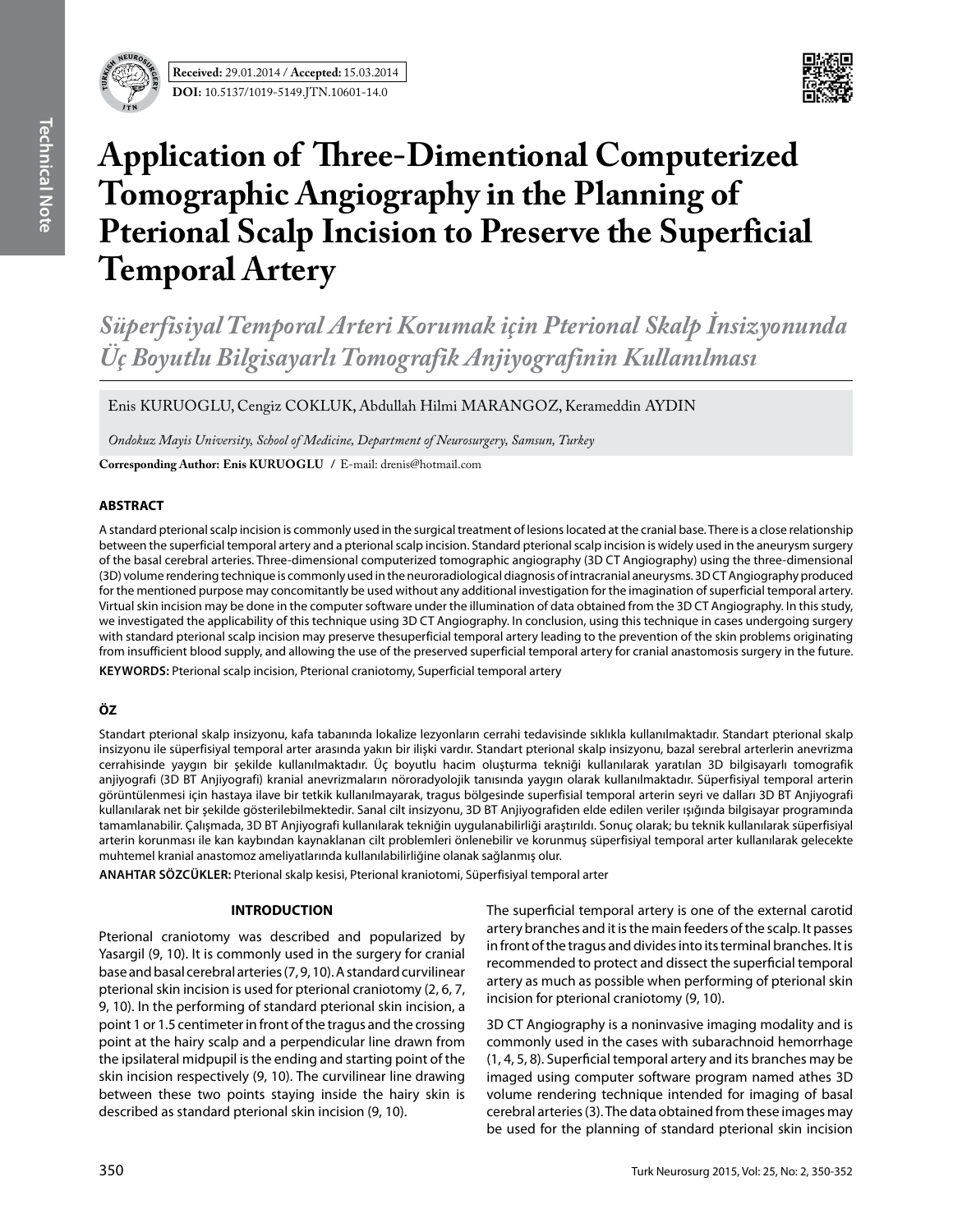Received: 29.01.2014 / Accepted: 15.03.2014

DOI: 10.5137/1019-5149.JTN.10601-14.0

# Application of Three-Dimentional Computerized Tomographic Angiography in the Planning of Pterional Scalp Incision to Preserve the Superficial Temporal Artery

## *Süperfisiyal Temporal Arteri Korumak için Pterional Skalp İnsizyonunda Üç Boyutlu Bilgisayarlı Tomografik Anjiyografinin Kullanılması*

Enis KURUOGLU, Cengiz COKLUK, Abdullah Hilmi MARANGOZ, Kerameddin AYDIN

*Ondokuz Mayis University, School of Medicine, Department of Neurosurgery, Samsun, Turkey*

**Corresponding Author: Enis KURUOGLU** / E-mail: drenis@hotmail.com

### ABSTRACT

A standard pterional scalp incision is commonly used in the surgical treatment of lesions located at the cranial base. There is a close relationship between the superficial temporal artery and a pterional scalp incision. Standard pterional scalp incision is widely used in the aneurysm surgery of the basal cerebral arteries. Three-dimensional computerized tomographic angiography (3D CT Angiography) using the three-dimensional (3D) volume rendering technique is commonly used in the neuroradiological diagnosis of intracranial aneurysms. 3D CT Angiography produced for the mentioned purpose may concomitantly be used without any additional investigation for the imagination of superficial temporal artery. Virtual skin incision may be done in the computer software under the illumination of data obtained from the 3D CT Angiography. In this study, we investigated the applicability of this technique using 3D CT Angiography. In conclusion, using this technique in cases undergoing surgery with standard pterional scalp incision may preserve thesuperficial temporal artery leading to the prevention of the skin problems originating from insufficient blood supply, and allowing the use of the preserved superficial temporal artery for cranial anastomosis surgery in the future.

**KEYWORDS:** Pterional scalp incision, Pterional craniotomy, Superficial temporal artery

### ÖZ

Standart pterional skalp insizyonu, kafa tabanında lokalize lezyonların cerrahi tedavisinde sıklıkla kullanılmaktadır. Standart pterional skalp insizyonu ile süperfisiyal temporal arter arasında yakın bir ilişki vardır. Standart pterional skalp insizyonu, bazal serebral arterlerin anevrizma cerrahisinde yaygın bir şekilde kullanılmaktadır. Üç boyutlu hacim oluşturma tekniği kullanılarak yaratılan 3D bilgisayarlı tomografik anjiyografi (3D BT Anjiyografi) kranial anevrizmaların nöroradyolojik tanısında yaygın olarak kullanılmaktadır. Süperfisiyal temporal arterin görüntülenmesi için hastaya ilave bir tetkik kullanılmayarak, tragus bölgesinde superfisial temporal arterin seyri ve dalları 3D BT Anjiyografi kullanılarak net bir şekilde gösterilebilmektedir. Sanal cilt insizyonu, 3D BT Anjiyografiden elde edilen veriler ışığında bilgisayar programında tamamlanabilir. Çalışmada, 3D BT Anjiyografi kullanılarak tekniğin uygulanabilirliği araştırıldı. Sonuç olarak; bu teknik kullanılarak süperfisiyal arterin korunması ile kan kaybından kaynaklanan cilt problemleri önlenebilir ve korunmuş süperfisiyal temporal arter kullanılarak gelecekte muhtemel kranial anastomoz ameliyatlarında kullanılabilirliğine olanak sağlanmış olur.

**ANAHTAR SÖZCÜKLER:** Pterional skalp kesisi, Pterional kraniotomi, Süperfisiyal temporal arter

### INTRODUCTION

Pterional craniotomy was described and popularized by Yasargil (9, 10). It is commonly used in the surgery for cranial base and basal cerebral arteries (7, 9, 10). A standard curvilinear pterional skin incision is used for pterional craniotomy (2, 6, 7, 9, 10). In the performing of standard pterional skin incision, a point 1 or 1.5 centimeter in front of the tragus and the crossing point at the hairy scalp and a perpendicular line drawn from the ipsilateral midpupil is the ending and starting point of the skin incision respectively (9, 10). The curvilinear line drawing between these two points staying inside the hairy skin is described as standard pterional skin incision (9, 10).

The superficial temporal artery is one of the external carotid artery branches and it is the main feeders of the scalp. It passes in front of the tragus and divides into its terminal branches. It is recommended to protect and dissect the superficial temporal artery as much as possible when performing of pterional skin incision for pterional craniotomy (9, 10).

3D CT Angiography is a noninvasive imaging modality and is commonly used in the cases with subarachnoid hemorrhage (1, 4, 5, 8). Superficial temporal artery and its branches may be imaged using computer software program named athes 3D volume rendering technique intended for imaging of basal cerebral arteries (3). The data obtained from these images may be used for the planning of standard pterional skin incision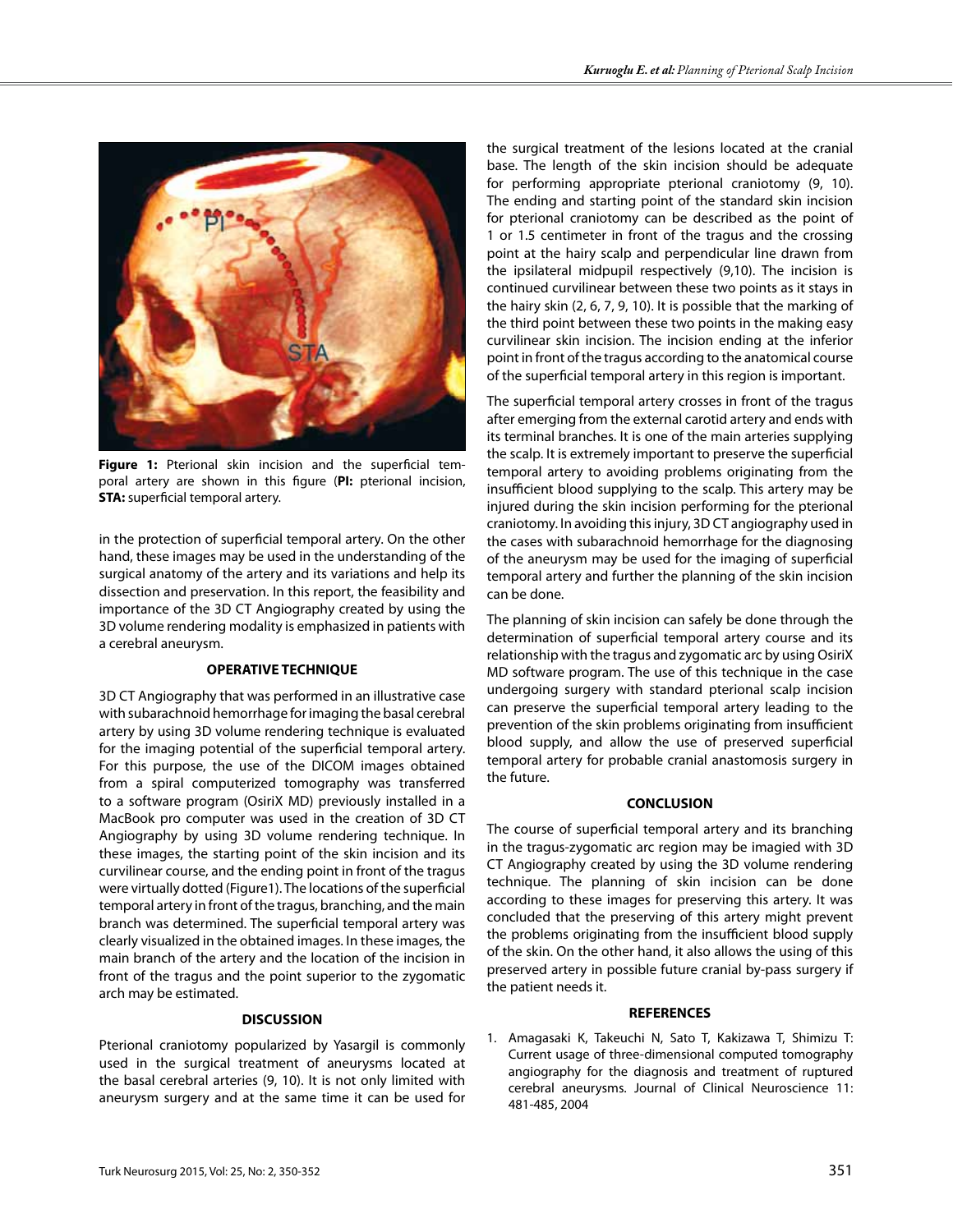Figure 1: Pterional skin incision and the superficial temporal artery are shown in this figure (**PI:** pterional incision, **STA:** superficial temporal artery.

in the protection of superficial temporal artery. On the other hand, these images may be used in the understanding of the surgical anatomy of the artery and its variations and help its dissection and preservation. In this report, the feasibility and importance of the 3D CT Angiography created by using the 3D volume rendering modality is emphasized in patients with a cerebral aneurysm.

## OPERATIVE TECHNIQUE

3D CT Angiography that was performed in an illustrative case with subarachnoid hemorrhage for imaging the basal cerebral artery by using 3D volume rendering technique is evaluated for the imaging potential of the superficial temporal artery. For this purpose, the use of the DICOM images obtained from a spiral computerized tomography was transferred to a software program (OsiriX MD) previously installed in a MacBook pro computer was used in the creation of 3D CT Angiography by using 3D volume rendering technique. In these images, the starting point of the skin incision and its curvilinear course, and the ending point in front of the tragus were virtually dotted (Figure1). The locations of the superficial temporal artery in front of the tragus, branching, and the main branch was determined. The superficial temporal artery was clearly visualized in the obtained images. In these images, the main branch of the artery and the location of the incision in front of the tragus and the point superior to the zygomatic arch may be estimated.

## DISCUSSION

Pterional craniotomy popularized by Yasargil is commonly used in the surgical treatment of aneurysms located at the basal cerebral arteries (9, 10). It is not only limited with aneurysm surgery and at the same time it can be used for the surgical treatment of the lesions located at the cranial base. The length of the skin incision should be adequate for performing appropriate pterional craniotomy (9, 10). The ending and starting point of the standard skin incision for pterional craniotomy can be described as the point of 1 or 1.5 centimeter in front of the tragus and the crossing point at the hairy scalp and perpendicular line drawn from the ipsilateral midpupil respectively (9,10). The incision is continued curvilinear between these two points as it stays in the hairy skin (2, 6, 7, 9, 10). It is possible that the marking of the third point between these two points in the making easy curvilinear skin incision. The incision ending at the inferior point in front of the tragus according to the anatomical course of the superficial temporal artery in this region is important.

The superficial temporal artery crosses in front of the tragus after emerging from the external carotid artery and ends with its terminal branches. It is one of the main arteries supplying the scalp. It is extremely important to preserve the superficial temporal artery to avoiding problems originating from the insufficient blood supplying to the scalp. This artery may be injured during the skin incision performing for the pterional craniotomy. In avoiding this injury, 3D CT angiography used in the cases with subarachnoid hemorrhage for the diagnosing of the aneurysm may be used for the imaging of superficial temporal artery and further the planning of the skin incision can be done.

The planning of skin incision can safely be done through the determination of superficial temporal artery course and its relationship with the tragus and zygomatic arc by using OsiriX MD software program. The use of this technique in the case undergoing surgery with standard pterional scalp incision can preserve the superficial temporal artery leading to the prevention of the skin problems originating from insufficient blood supply, and allow the use of preserved superficial temporal artery for probable cranial anastomosis surgery in the future.

## CONCLUSION

The course of superficial temporal artery and its branching in the tragus-zygomatic arc region may be imagied with 3D CT Angiography created by using the 3D volume rendering technique. The planning of skin incision can be done according to these images for preserving this artery. It was concluded that the preserving of this artery might prevent the problems originating from the insufficient blood supply of the skin. On the other hand, it also allows the using of this preserved artery in possible future cranial by-pass surgery if the patient needs it.

## REFERENCES

1. Amagasaki K, Takeuchi N, Sato T, Kakizawa T, Shimizu T: Current usage of three-dimensional computed tomography angiography for the diagnosis and treatment of ruptured cerebral aneurysms. Journal of Clinical Neuroscience 11: 481-485, 2004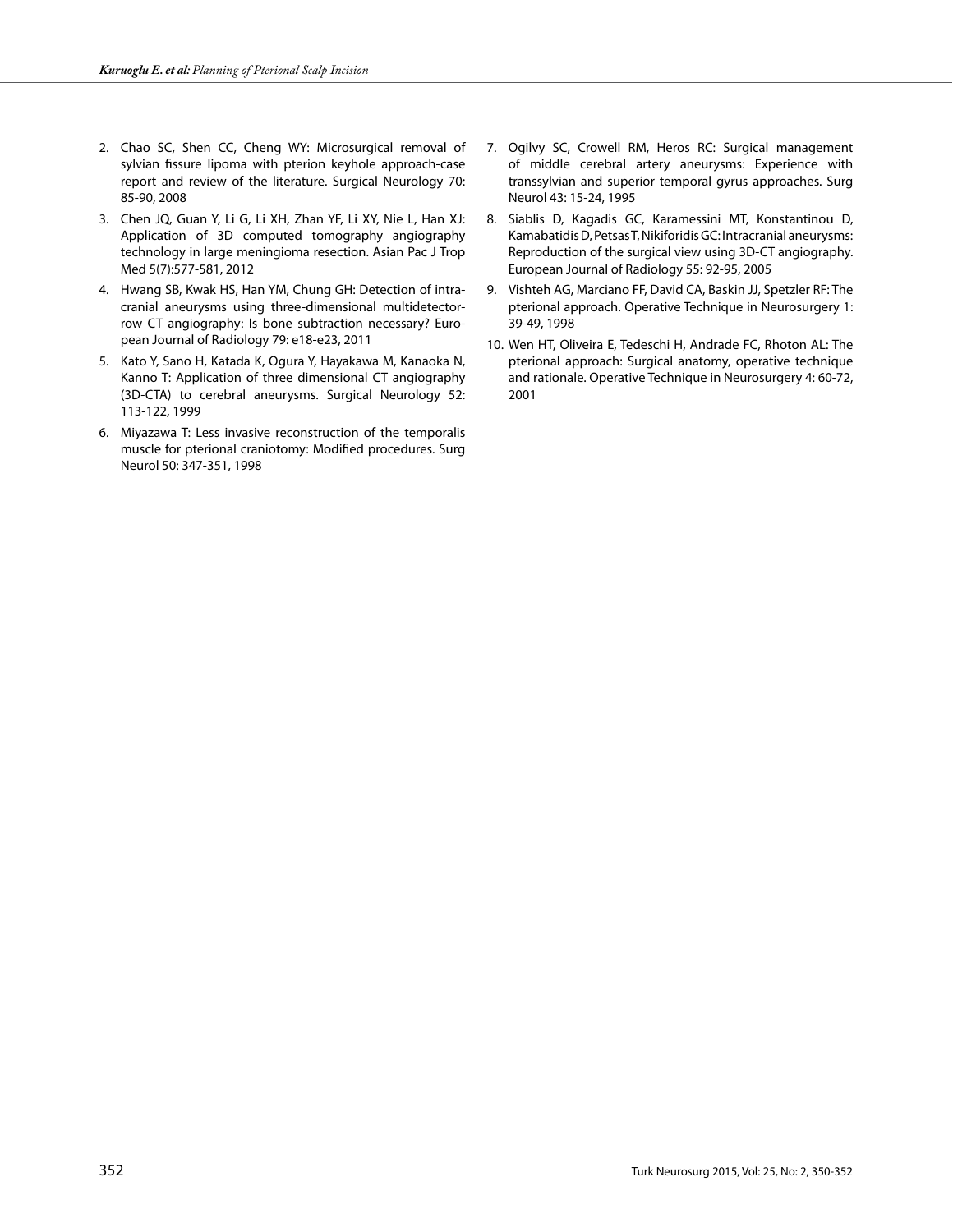2. Chao SC, Shen CC, Cheng WY: Microsurgical removal of sylvian fissure lipoma with pterion keyhole approach-case report and review of the literature. Surgical Neurology 70: 85-90, 2008

3. Chen JQ, Guan Y, Li G, Li XH, Zhan YF, Li XY, Nie L, Han XJ: Application of 3D computed tomography angiography technology in large meningioma resection. Asian Pac J Trop Med 5(7):577-581, 2012

4. Hwang SB, Kwak HS, Han YM, Chung GH: Detection of intracranial aneurysms using three-dimensional multidetector-row CT angiography: Is bone subtraction necessary? European Journal of Radiology 79: e18-e23, 2011

5. Kato Y, Sano H, Katada K, Ogura Y, Hayakawa M, Kanaoka N, Kanno T: Application of three dimensional CT angiography (3D-CTA) to cerebral aneurysms. Surgical Neurology 52: 113-122, 1999

6. Miyazawa T: Less invasive reconstruction of the temporalis muscle for pterional craniotomy: Modified procedures. Surg Neurol 50: 347-351, 1998

7. Ogilvy SC, Crowell RM, Heros RC: Surgical management of middle cerebral artery aneurysms: Experience with transsylvian and superior temporal gyrus approaches. Surg Neurol 43: 15-24, 1995

8. Siablis D, Kagadis GC, Karamessini MT, Konstantinou D, Kamabatidis D, Petsas T, Nikiforidis GC: Intracranial aneurysms: Reproduction of the surgical view using 3D-CT angiography. European Journal of Radiology 55: 92-95, 2005

9. Vishteh AG, Marciano FF, David CA, Baskin JJ, Spetzler RF: The pterional approach. Operative Technique in Neurosurgery 1: 39-49, 1998

10. Wen HT, Oliveira E, Tedeschi H, Andrade FC, Rhoton AL: The pterional approach: Surgical anatomy, operative technique and rationale. Operative Technique in Neurosurgery 4: 60-72, 2001